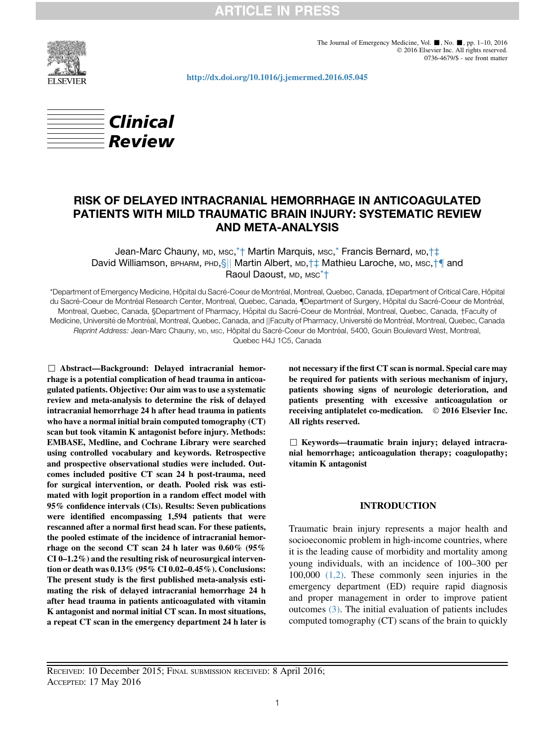ARTICLE IN PRESS

http://dx.doi.org/10.1016/j.jemermed.2016.05.045

**Clinical Review**

# RISK OF DELAYED INTRACRANIAL HEMORRHAGE IN ANTICOAGULATED PATIENTS WITH MILD TRAUMATIC BRAIN INJURY: SYSTEMATIC REVIEW AND META-ANALYSIS

Jean-Marc Chauny, MD, MSC,[*†] Martin Marquis, MSC,[*] Francis Bernard, MD,[†‡] David Williamson, BPHARM, PHD,[§||] Martin Albert, MD,[†‡] Mathieu Laroche, MD, MSC,[†¶] and Raoul Daoust, MD, MSC[*†]

*Department of Emergency Medicine, Hôpital du Sacré-Coeur de Montréal, Montreal, Quebec, Canada, ‡Department of Critical Care, Hôpital du Sacré-Coeur de Montréal Research Center, Montreal, Quebec, Canada, ¶Department of Surgery, Hôpital du Sacré-Coeur de Montréal, Montreal, Quebec, Canada, §Department of Pharmacy, Hôpital du Sacré-Coeur de Montréal, Montreal, Quebec, Canada, †Faculty of Medicine, Université de Montréal, Montreal, Quebec, Canada, and ||Faculty of Pharmacy, Université de Montréal, Montreal, Quebec, Canada

*Reprint Address:* Jean-Marc Chauny, MD, MSC, Hôpital du Sacré-Coeur de Montréal, 5400, Gouin Boulevard West, Montreal, Quebec H4J 1C5, Canada

**☐ Abstract—Background: Delayed intracranial hemorrhage is a potential complication of head trauma in anticoagulated patients. Objective: Our aim was to use a systematic review and meta-analysis to determine the risk of delayed intracranial hemorrhage 24 h after head trauma in patients who have a normal initial brain computed tomography (CT) scan but took vitamin K antagonist before injury. Methods: EMBASE, Medline, and Cochrane Library were searched using controlled vocabulary and keywords. Retrospective and prospective observational studies were included. Outcomes included positive CT scan 24 h post-trauma, need for surgical intervention, or death. Pooled risk was estimated with logit proportion in a random effect model with 95% confidence intervals (CIs). Results: Seven publications were identified encompassing 1,594 patients that were rescanned after a normal first head scan. For these patients, the pooled estimate of the incidence of intracranial hemorrhage on the second CT scan 24 h later was 0.60% (95% CI 0–1.2%) and the resulting risk of neurosurgical intervention or death was 0.13% (95% CI 0.02–0.45%). Conclusions: The present study is the first published meta-analysis estimating the risk of delayed intracranial hemorrhage 24 h after head trauma in patients anticoagulated with vitamin K antagonist and normal initial CT scan. In most situations, a repeat CT scan in the emergency department 24 h later is not necessary if the first CT scan is normal. Special care may be required for patients with serious mechanism of injury, patients showing signs of neurologic deterioration, and patients presenting with excessive anticoagulation or receiving antiplatelet co-medication. © 2016 Elsevier Inc. All rights reserved.**

**☐ Keywords—traumatic brain injury; delayed intracranial hemorrhage; anticoagulation therapy; coagulopathy; vitamin K antagonist**

## INTRODUCTION

Traumatic brain injury represents a major health and socioeconomic problem in high-income countries, where it is the leading cause of morbidity and mortality among young individuals, with an incidence of 100–300 per 100,000 (1,2). These commonly seen injuries in the emergency department (ED) require rapid diagnosis and proper management in order to improve patient outcomes (3). The initial evaluation of patients includes computed tomography (CT) scans of the brain to quickly

RECEIVED: 10 December 2015; FINAL SUBMISSION RECEIVED: 8 April 2016;
ACCEPTED: 17 May 2016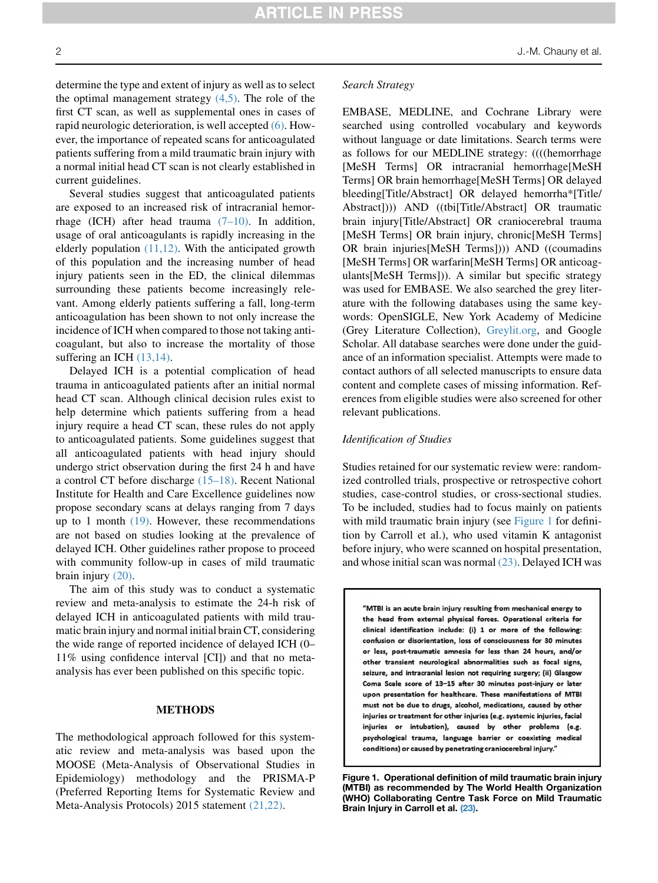determine the type and extent of injury as well as to select the optimal management strategy (4,5). The role of the first CT scan, as well as supplemental ones in cases of rapid neurologic deterioration, is well accepted (6). However, the importance of repeated scans for anticoagulated patients suffering from a mild traumatic brain injury with a normal initial head CT scan is not clearly established in current guidelines.

Several studies suggest that anticoagulated patients are exposed to an increased risk of intracranial hemorrhage (ICH) after head trauma (7–10). In addition, usage of oral anticoagulants is rapidly increasing in the elderly population (11,12). With the anticipated growth of this population and the increasing number of head injury patients seen in the ED, the clinical dilemmas surrounding these patients become increasingly relevant. Among elderly patients suffering a fall, long-term anticoagulation has been shown to not only increase the incidence of ICH when compared to those not taking anticoagulant, but also to increase the mortality of those suffering an ICH (13,14).

Delayed ICH is a potential complication of head trauma in anticoagulated patients after an initial normal head CT scan. Although clinical decision rules exist to help determine which patients suffering from a head injury require a head CT scan, these rules do not apply to anticoagulated patients. Some guidelines suggest that all anticoagulated patients with head injury should undergo strict observation during the first 24 h and have a control CT before discharge (15–18). Recent National Institute for Health and Care Excellence guidelines now propose secondary scans at delays ranging from 7 days up to 1 month (19). However, these recommendations are not based on studies looking at the prevalence of delayed ICH. Other guidelines rather propose to proceed with community follow-up in cases of mild traumatic brain injury (20).

The aim of this study was to conduct a systematic review and meta-analysis to estimate the 24-h risk of delayed ICH in anticoagulated patients with mild traumatic brain injury and normal initial brain CT, considering the wide range of reported incidence of delayed ICH (0–11% using confidence interval [CI]) and that no meta-analysis has ever been published on this specific topic.

## METHODS

The methodological approach followed for this systematic review and meta-analysis was based upon the MOOSE (Meta-Analysis of Observational Studies in Epidemiology) methodology and the PRISMA-P (Preferred Reporting Items for Systematic Review and Meta-Analysis Protocols) 2015 statement (21,22).

### *Search Strategy*

EMBASE, MEDLINE, and Cochrane Library were searched using controlled vocabulary and keywords without language or date limitations. Search terms were as follows for our MEDLINE strategy: ((((hemorrhage [MeSH Terms] OR intracranial hemorrhage[MeSH Terms] OR brain hemorrhage[MeSH Terms] OR delayed bleeding[Title/Abstract] OR delayed hemorrha*[Title/Abstract]))) AND ((tbi[Title/Abstract] OR traumatic brain injury[Title/Abstract] OR craniocerebral trauma [MeSH Terms] OR brain injury, chronic[MeSH Terms] OR brain injuries[MeSH Terms]))) AND ((coumadins [MeSH Terms] OR warfarin[MeSH Terms] OR anticoagulants[MeSH Terms])). A similar but specific strategy was used for EMBASE. We also searched the grey literature with the following databases using the same keywords: OpenSIGLE, New York Academy of Medicine (Grey Literature Collection), Greylit.org, and Google Scholar. All database searches were done under the guidance of an information specialist. Attempts were made to contact authors of all selected manuscripts to ensure data content and complete cases of missing information. References from eligible studies were also screened for other relevant publications.

### *Identification of Studies*

Studies retained for our systematic review were: randomized controlled trials, prospective or retrospective cohort studies, case-control studies, or cross-sectional studies. To be included, studies had to focus mainly on patients with mild traumatic brain injury (see Figure 1 for definition by Carroll et al.), who used vitamin K antagonist before injury, who were scanned on hospital presentation, and whose initial scan was normal (23). Delayed ICH was

> "MTBI is an acute brain injury resulting from mechanical energy to the head from external physical forces. Operational criteria for clinical identification include: (i) 1 or more of the following: confusion or disorientation, loss of consciousness for 30 minutes or less, post-traumatic amnesia for less than 24 hours, and/or other transient neurological abnormalities such as focal signs, seizure, and intracranial lesion not requiring surgery; (ii) Glasgow Coma Scale score of 13–15 after 30 minutes post-injury or later upon presentation for healthcare. These manifestations of MTBI must not be due to drugs, alcohol, medications, caused by other injuries or treatment for other injuries (e.g. systemic injuries, facial injuries or intubation), caused by other problems (e.g. psychological trauma, language barrier or coexisting medical conditions) or caused by penetrating craniocerebral injury."

**Figure 1. Operational definition of mild traumatic brain injury (MTBI) as recommended by The World Health Organization (WHO) Collaborating Centre Task Force on Mild Traumatic Brain Injury in Carroll et al. (23).**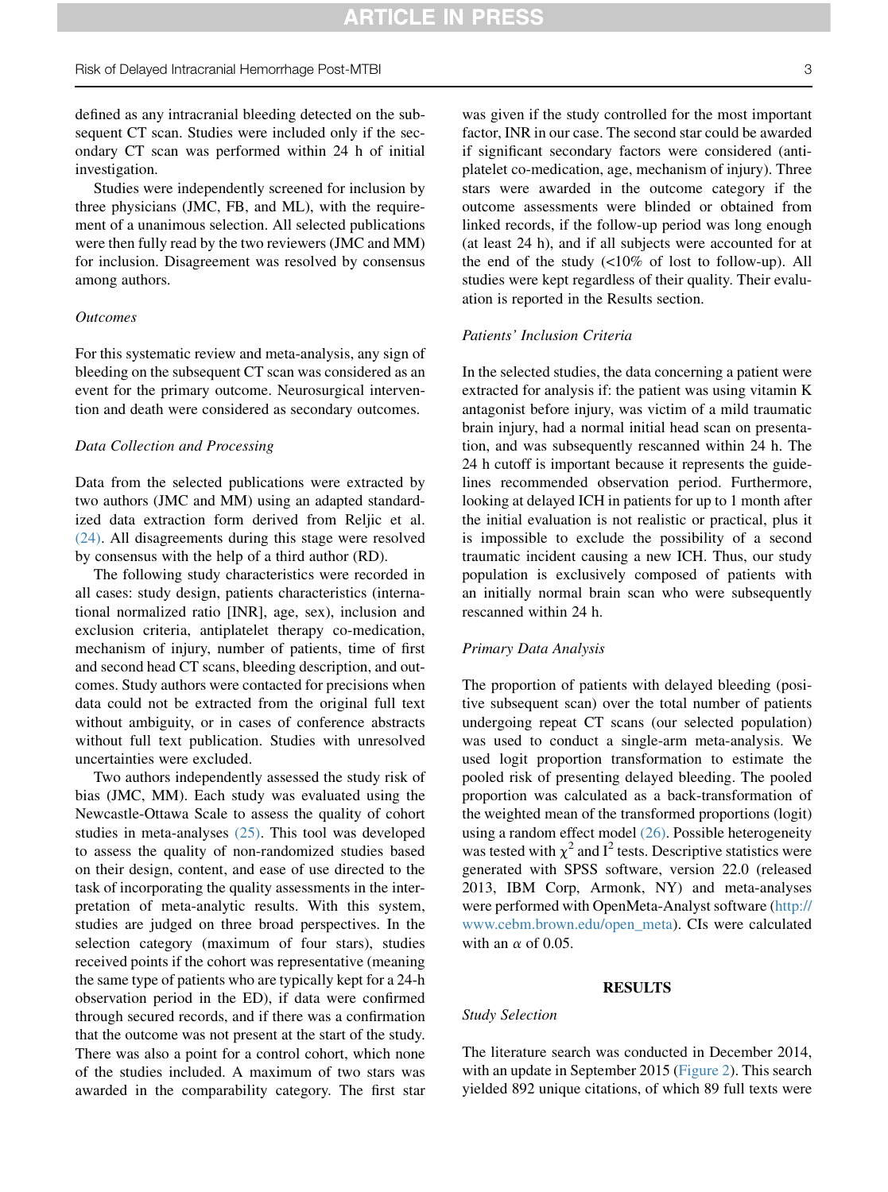defined as any intracranial bleeding detected on the subsequent CT scan. Studies were included only if the secondary CT scan was performed within 24 h of initial investigation.

Studies were independently screened for inclusion by three physicians (JMC, FB, and ML), with the requirement of a unanimous selection. All selected publications were then fully read by the two reviewers (JMC and MM) for inclusion. Disagreement was resolved by consensus among authors.

### *Outcomes*

For this systematic review and meta-analysis, any sign of bleeding on the subsequent CT scan was considered as an event for the primary outcome. Neurosurgical intervention and death were considered as secondary outcomes.

### *Data Collection and Processing*

Data from the selected publications were extracted by two authors (JMC and MM) using an adapted standardized data extraction form derived from Reljic et al. (24). All disagreements during this stage were resolved by consensus with the help of a third author (RD).

The following study characteristics were recorded in all cases: study design, patients characteristics (international normalized ratio [INR], age, sex), inclusion and exclusion criteria, antiplatelet therapy co-medication, mechanism of injury, number of patients, time of first and second head CT scans, bleeding description, and outcomes. Study authors were contacted for precisions when data could not be extracted from the original full text without ambiguity, or in cases of conference abstracts without full text publication. Studies with unresolved uncertainties were excluded.

Two authors independently assessed the study risk of bias (JMC, MM). Each study was evaluated using the Newcastle-Ottawa Scale to assess the quality of cohort studies in meta-analyses (25). This tool was developed to assess the quality of non-randomized studies based on their design, content, and ease of use directed to the task of incorporating the quality assessments in the interpretation of meta-analytic results. With this system, studies are judged on three broad perspectives. In the selection category (maximum of four stars), studies received points if the cohort was representative (meaning the same type of patients who are typically kept for a 24-h observation period in the ED), if data were confirmed through secured records, and if there was a confirmation that the outcome was not present at the start of the study. There was also a point for a control cohort, which none of the studies included. A maximum of two stars was awarded in the comparability category. The first star was given if the study controlled for the most important factor, INR in our case. The second star could be awarded if significant secondary factors were considered (antiplatelet co-medication, age, mechanism of injury). Three stars were awarded in the outcome category if the outcome assessments were blinded or obtained from linked records, if the follow-up period was long enough (at least 24 h), and if all subjects were accounted for at the end of the study (<10% of lost to follow-up). All studies were kept regardless of their quality. Their evaluation is reported in the Results section.

### *Patients' Inclusion Criteria*

In the selected studies, the data concerning a patient were extracted for analysis if: the patient was using vitamin K antagonist before injury, was victim of a mild traumatic brain injury, had a normal initial head scan on presentation, and was subsequently rescanned within 24 h. The 24 h cutoff is important because it represents the guidelines recommended observation period. Furthermore, looking at delayed ICH in patients for up to 1 month after the initial evaluation is not realistic or practical, plus it is impossible to exclude the possibility of a second traumatic incident causing a new ICH. Thus, our study population is exclusively composed of patients with an initially normal brain scan who were subsequently rescanned within 24 h.

### *Primary Data Analysis*

The proportion of patients with delayed bleeding (positive subsequent scan) over the total number of patients undergoing repeat CT scans (our selected population) was used to conduct a single-arm meta-analysis. We used logit proportion transformation to estimate the pooled risk of presenting delayed bleeding. The pooled proportion was calculated as a back-transformation of the weighted mean of the transformed proportions (logit) using a random effect model (26). Possible heterogeneity was tested with $\chi^2$ and $I^2$ tests. Descriptive statistics were generated with SPSS software, version 22.0 (released 2013, IBM Corp, Armonk, NY) and meta-analyses were performed with OpenMeta-Analyst software (http://www.cebm.brown.edu/open_meta). CIs were calculated with an $\alpha$ of 0.05.

## RESULTS

### *Study Selection*

The literature search was conducted in December 2014, with an update in September 2015 (Figure 2). This search yielded 892 unique citations, of which 89 full texts were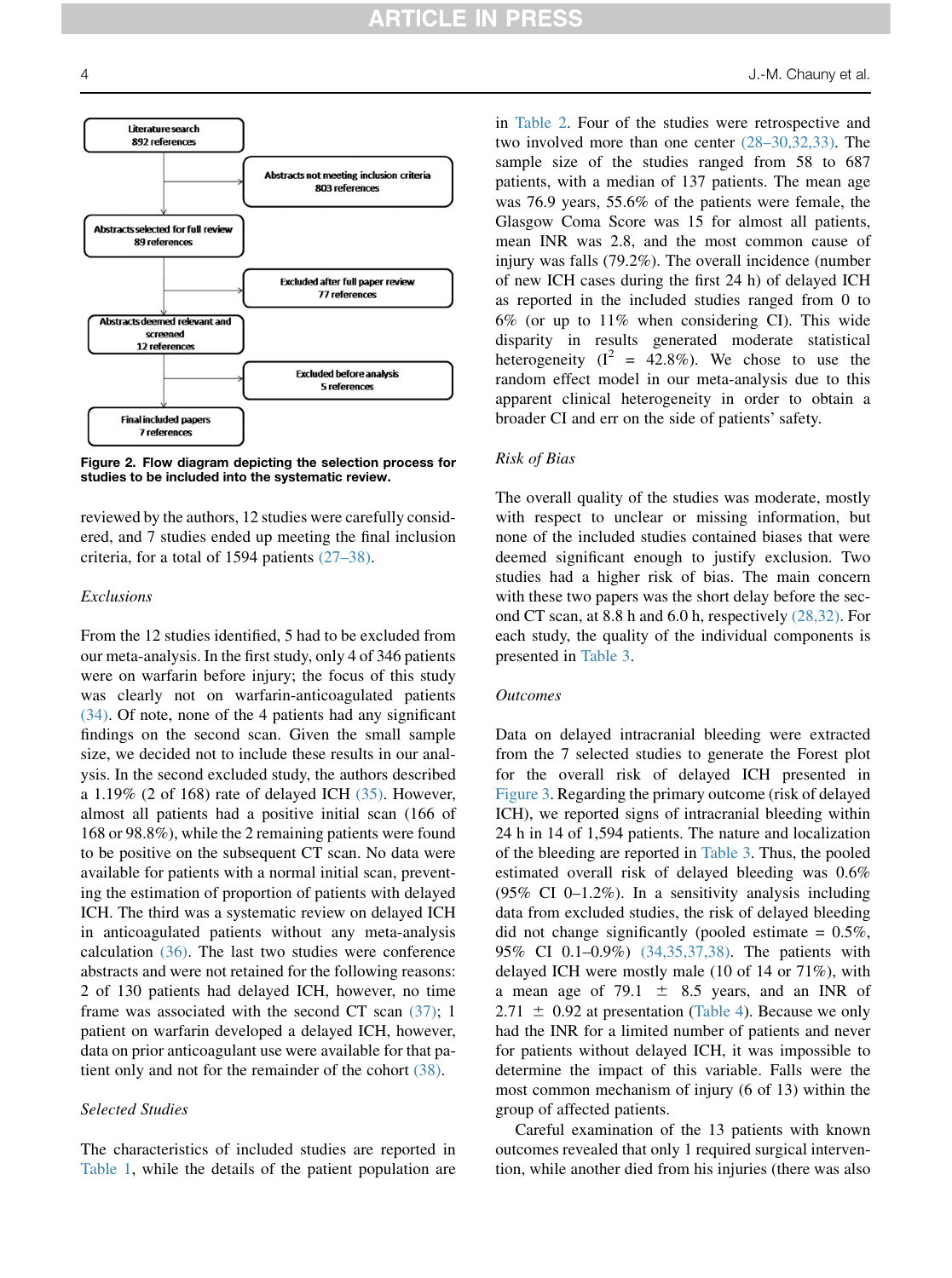Literature search
892 references

Abstracts not meeting inclusion criteria
803 references

Abstracts selected for full review
89 references

Excluded after full paper review
77 references

Abstracts deemed relevant and screened
12 references

Excluded before analysis
5 references

Final included papers
7 references

**Figure 2. Flow diagram depicting the selection process for studies to be included into the systematic review.**

reviewed by the authors, 12 studies were carefully considered, and 7 studies ended up meeting the final inclusion criteria, for a total of 1594 patients (27–38).

### *Exclusions*

From the 12 studies identified, 5 had to be excluded from our meta-analysis. In the first study, only 4 of 346 patients were on warfarin before injury; the focus of this study was clearly not on warfarin-anticoagulated patients (34). Of note, none of the 4 patients had any significant findings on the second scan. Given the small sample size, we decided not to include these results in our analysis. In the second excluded study, the authors described a 1.19% (2 of 168) rate of delayed ICH (35). However, almost all patients had a positive initial scan (166 of 168 or 98.8%), while the 2 remaining patients were found to be positive on the subsequent CT scan. No data were available for patients with a normal initial scan, preventing the estimation of proportion of patients with delayed ICH. The third was a systematic review on delayed ICH in anticoagulated patients without any meta-analysis calculation (36). The last two studies were conference abstracts and were not retained for the following reasons: 2 of 130 patients had delayed ICH, however, no time frame was associated with the second CT scan (37); 1 patient on warfarin developed a delayed ICH, however, data on prior anticoagulant use were available for that patient only and not for the remainder of the cohort (38).

### *Selected Studies*

The characteristics of included studies are reported in Table 1, while the details of the patient population are in Table 2. Four of the studies were retrospective and two involved more than one center (28–30,32,33). The sample size of the studies ranged from 58 to 687 patients, with a median of 137 patients. The mean age was 76.9 years, 55.6% of the patients were female, the Glasgow Coma Score was 15 for almost all patients, mean INR was 2.8, and the most common cause of injury was falls (79.2%). The overall incidence (number of new ICH cases during the first 24 h) of delayed ICH as reported in the included studies ranged from 0 to 6% (or up to 11% when considering CI). This wide disparity in results generated moderate statistical heterogeneity ($I^2$ = 42.8%). We chose to use the random effect model in our meta-analysis due to this apparent clinical heterogeneity in order to obtain a broader CI and err on the side of patients' safety.

### *Risk of Bias*

The overall quality of the studies was moderate, mostly with respect to unclear or missing information, but none of the included studies contained biases that were deemed significant enough to justify exclusion. Two studies had a higher risk of bias. The main concern with these two papers was the short delay before the second CT scan, at 8.8 h and 6.0 h, respectively (28,32). For each study, the quality of the individual components is presented in Table 3.

### *Outcomes*

Data on delayed intracranial bleeding were extracted from the 7 selected studies to generate the Forest plot for the overall risk of delayed ICH presented in Figure 3. Regarding the primary outcome (risk of delayed ICH), we reported signs of intracranial bleeding within 24 h in 14 of 1,594 patients. The nature and localization of the bleeding are reported in Table 3. Thus, the pooled estimated overall risk of delayed bleeding was 0.6% (95% CI 0–1.2%). In a sensitivity analysis including data from excluded studies, the risk of delayed bleeding did not change significantly (pooled estimate = 0.5%, 95% CI 0.1–0.9%) (34,35,37,38). The patients with delayed ICH were mostly male (10 of 14 or 71%), with a mean age of 79.1 ± 8.5 years, and an INR of 2.71 ± 0.92 at presentation (Table 4). Because we only had the INR for a limited number of patients and never for patients without delayed ICH, it was impossible to determine the impact of this variable. Falls were the most common mechanism of injury (6 of 13) within the group of affected patients.

Careful examination of the 13 patients with known outcomes revealed that only 1 required surgical intervention, while another died from his injuries (there was also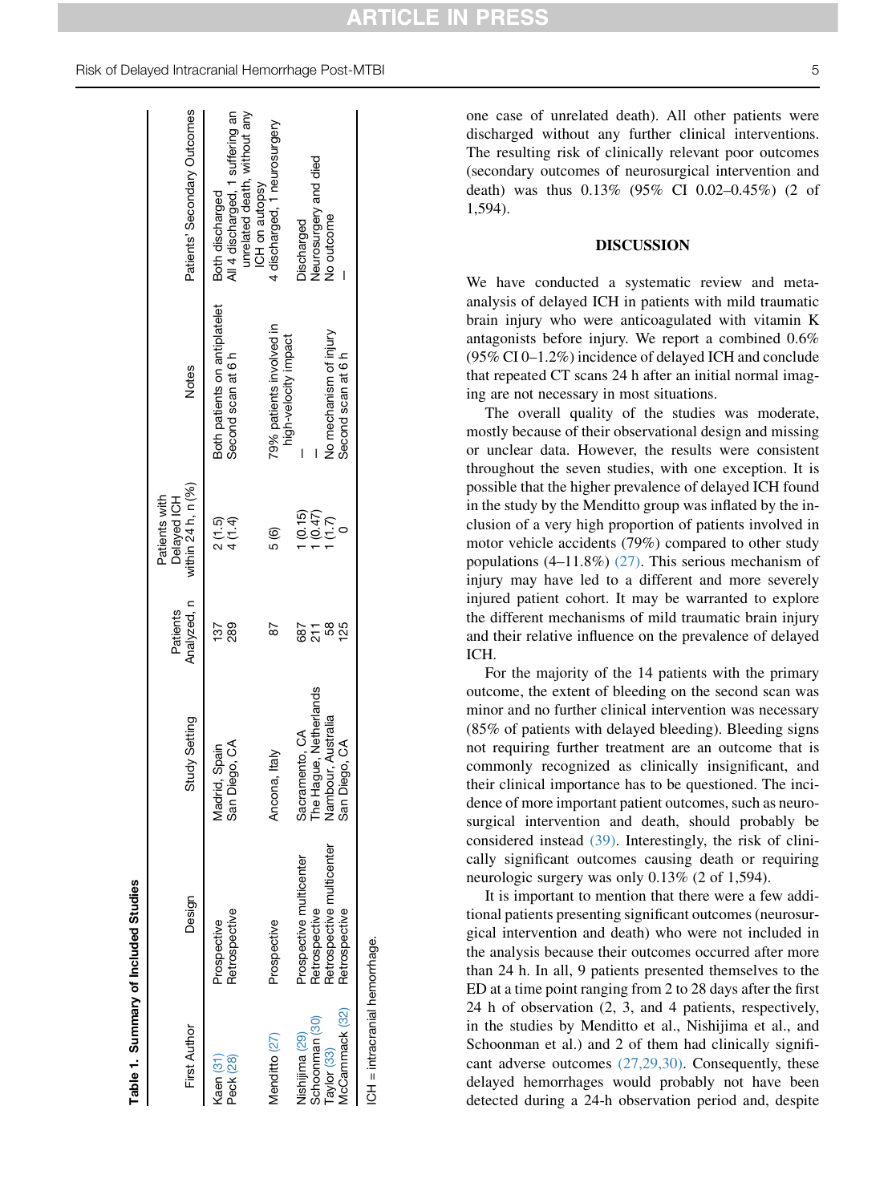**Table 1. Summary of Included Studies**

| First Author | Design | Study Setting | Patients Analyzed, n | Patients with Delayed ICH within 24 h, n (%) | Notes | Patients' Secondary Outcomes |
|---|---|---|---|---|---|---|
| Kaen (31) | Prospective | Madrid, Spain | 137 | 2 (1.5) | Both patients on antiplatelet | Both discharged |
| Peck (28) | Retrospective | San Diego, CA | 289 | 4 (1.4) | Second scan at 6 h | All 4 discharged, 1 suffering an unrelated death, without any ICH on autopsy |
| Menditto (27) | Prospective | Ancona, Italy | 87 | 5 (6) | 79% patients involved in high-velocity impact | 4 discharged, 1 neurosurgery |
| Nishijima (29) | Prospective multicenter | Sacramento, CA | 687 | 1 (0.15) | – | Discharged |
| Schoonman (30) | Retrospective | The Hague, Netherlands | 211 | 1 (0.47) | – | Neurosurgery and died |
| Taylor (33) | Retrospective multicenter | Nambour, Australia | 58 | 1 (1.7) | No mechanism of injury | No outcome |
| McCammack (32) | Retrospective | San Diego, CA | 125 | 0 | Second scan at 6 h | – |

ICH = intracranial hemorrhage.

one case of unrelated death). All other patients were discharged without any further clinical interventions. The resulting risk of clinically relevant poor outcomes (secondary outcomes of neurosurgical intervention and death) was thus 0.13% (95% CI 0.02–0.45%) (2 of 1,594).

## DISCUSSION

We have conducted a systematic review and meta-analysis of delayed ICH in patients with mild traumatic brain injury who were anticoagulated with vitamin K antagonists before injury. We report a combined 0.6% (95% CI 0–1.2%) incidence of delayed ICH and conclude that repeated CT scans 24 h after an initial normal imaging are not necessary in most situations.

The overall quality of the studies was moderate, mostly because of their observational design and missing or unclear data. However, the results were consistent throughout the seven studies, with one exception. It is possible that the higher prevalence of delayed ICH found in the study by the Menditto group was inflated by the inclusion of a very high proportion of patients involved in motor vehicle accidents (79%) compared to other study populations (4–11.8%) (27). This serious mechanism of injury may have led to a different and more severely injured patient cohort. It may be warranted to explore the different mechanisms of mild traumatic brain injury and their relative influence on the prevalence of delayed ICH.

For the majority of the 14 patients with the primary outcome, the extent of bleeding on the second scan was minor and no further clinical intervention was necessary (85% of patients with delayed bleeding). Bleeding signs not requiring further treatment are an outcome that is commonly recognized as clinically insignificant, and their clinical importance has to be questioned. The incidence of more important patient outcomes, such as neurosurgical intervention and death, should probably be considered instead (39). Interestingly, the risk of clinically significant outcomes causing death or requiring neurologic surgery was only 0.13% (2 of 1,594).

It is important to mention that there were a few additional patients presenting significant outcomes (neurosurgical intervention and death) who were not included in the analysis because their outcomes occurred after more than 24 h. In all, 9 patients presented themselves to the ED at a time point ranging from 2 to 28 days after the first 24 h of observation (2, 3, and 4 patients, respectively, in the studies by Menditto et al., Nishijima et al., and Schoonman et al.) and 2 of them had clinically significant adverse outcomes (27,29,30). Consequently, these delayed hemorrhages would probably not have been detected during a 24-h observation period and, despite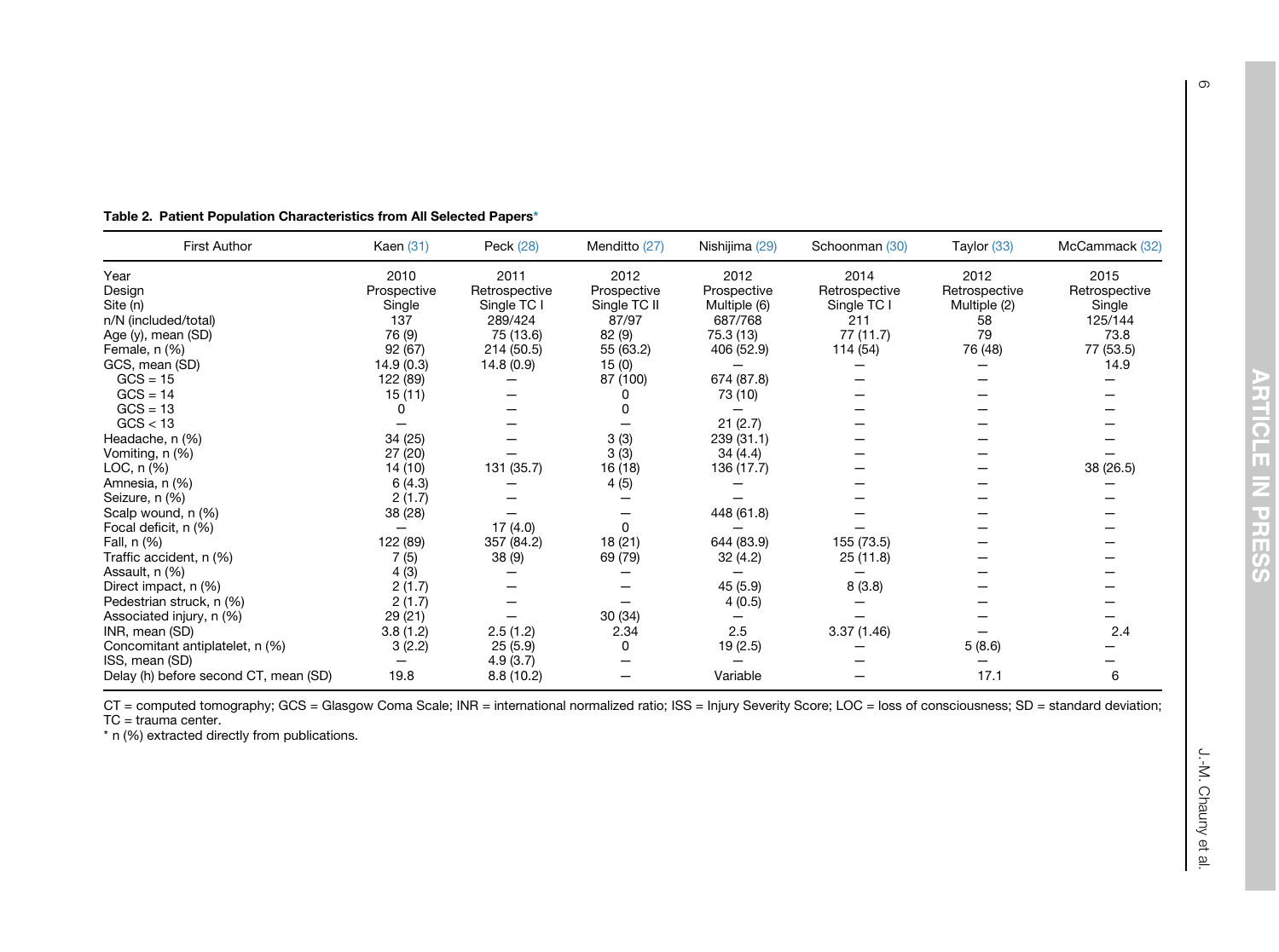**Table 2. Patient Population Characteristics from All Selected Papers***

| First Author | Kaen (31) | Peck (28) | Menditto (27) | Nishijima (29) | Schoonman (30) | Taylor (33) | McCammack (32) |
|---|---|---|---|---|---|---|---|
| Year | 2010 | 2011 | 2012 | 2012 | 2014 | 2012 | 2015 |
| Design | Prospective | Retrospective | Prospective | Prospective | Retrospective | Retrospective | Retrospective |
| Site (n) | Single | Single TC I | Single TC II | Multiple (6) | Single TC I | Multiple (2) | Single |
| n/N (included/total) | 137 | 289/424 | 87/97 | 687/768 | 211 | 58 | 125/144 |
| Age (y), mean (SD) | 76 (9) | 75 (13.6) | 82 (9) | 75.3 (13) | 77 (11.7) | 79 | 73.8 |
| Female, n (%) | 92 (67) | 214 (50.5) | 55 (63.2) | 406 (52.9) | 114 (54) | 76 (48) | 77 (53.5) |
| GCS, mean (SD) | 14.9 (0.3) | 14.8 (0.9) | 15 (0) | — | — | — | 14.9 |
| GCS = 15 | 122 (89) | — | 87 (100) | 674 (87.8) | — | — | — |
| GCS = 14 | 15 (11) | — | 0 | 73 (10) | — | — | — |
| GCS = 13 | 0 | — | 0 | — | — | — | — |
| GCS < 13 | — | — | — | 21 (2.7) | — | — | — |
| Headache, n (%) | 34 (25) | — | 3 (3) | 239 (31.1) | — | — | — |
| Vomiting, n (%) | 27 (20) | — | 3 (3) | 34 (4.4) | — | — | — |
| LOC, n (%) | 14 (10) | 131 (35.7) | 16 (18) | 136 (17.7) | — | — | 38 (26.5) |
| Amnesia, n (%) | 6 (4.3) | — | 4 (5) | — | — | — | — |
| Seizure, n (%) | 2 (1.7) | — | — | — | — | — | — |
| Scalp wound, n (%) | 38 (28) | — | — | 448 (61.8) | — | — | — |
| Focal deficit, n (%) | — | 17 (4.0) | 0 | — | — | — | — |
| Fall, n (%) | 122 (89) | 357 (84.2) | 18 (21) | 644 (83.9) | 155 (73.5) | — | — |
| Traffic accident, n (%) | 7 (5) | 38 (9) | 69 (79) | 32 (4.2) | 25 (11.8) | — | — |
| Assault, n (%) | 4 (3) | — | — | — | — | — | — |
| Direct impact, n (%) | 2 (1.7) | — | — | 45 (5.9) | 8 (3.8) | — | — |
| Pedestrian struck, n (%) | 2 (1.7) | — | — | 4 (0.5) | — | — | — |
| Associated injury, n (%) | 29 (21) | — | 30 (34) | — | — | — | — |
| INR, mean (SD) | 3.8 (1.2) | 2.5 (1.2) | 2.34 | 2.5 | 3.37 (1.46) | — | 2.4 |
| Concomitant antiplatelet, n (%) | 3 (2.2) | 25 (5.9) | 0 | 19 (2.5) | — | 5 (8.6) | — |
| ISS, mean (SD) | — | 4.9 (3.7) | — | — | — | — | — |
| Delay (h) before second CT, mean (SD) | 19.8 | 8.8 (10.2) | — | Variable | — | 17.1 | 6 |

CT = computed tomography; GCS = Glasgow Coma Scale; INR = international normalized ratio; ISS = Injury Severity Score; LOC = loss of consciousness; SD = standard deviation; TC = trauma center.

* n (%) extracted directly from publications.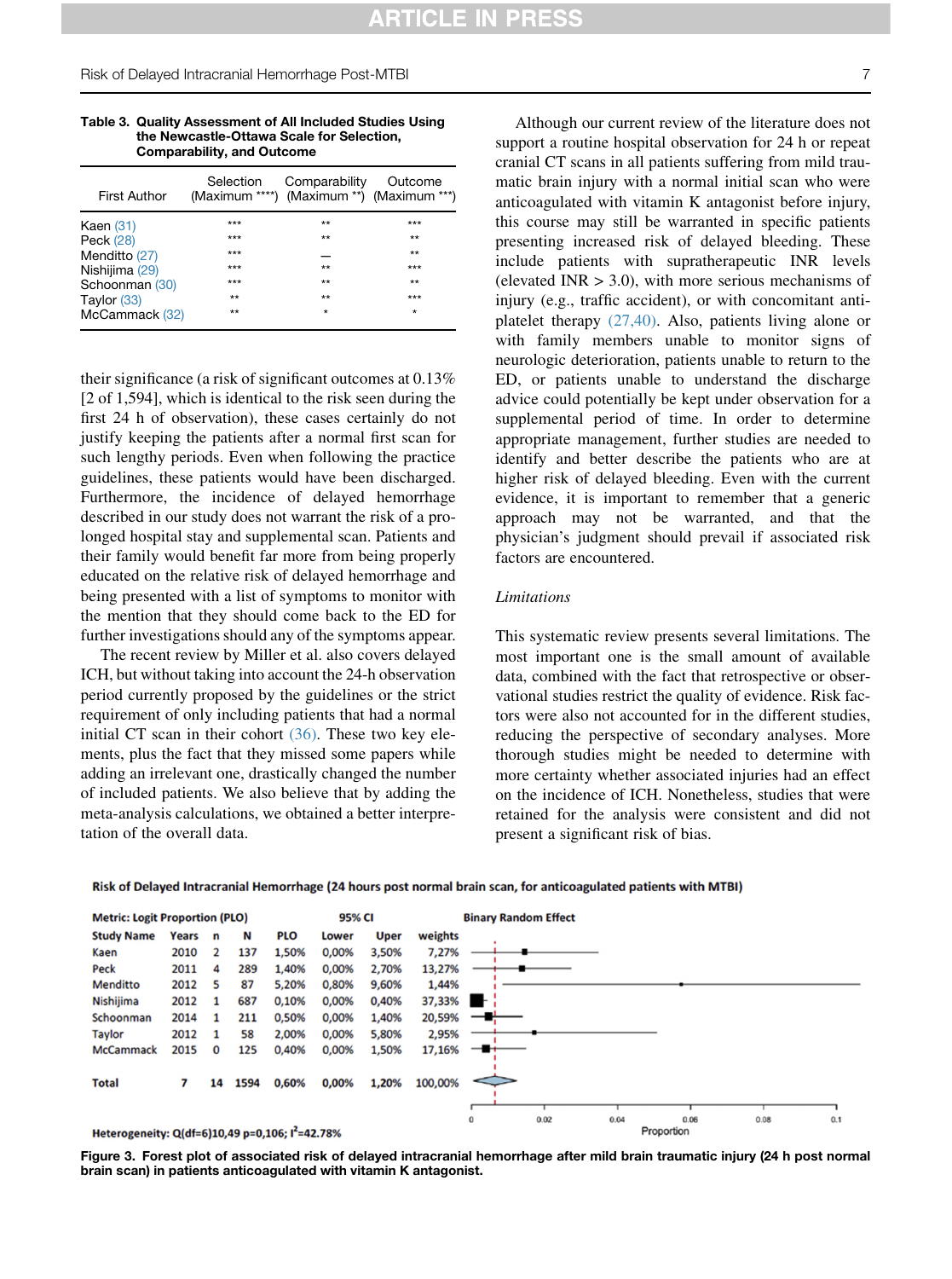**Table 3. Quality Assessment of All Included Studies Using the Newcastle-Ottawa Scale for Selection, Comparability, and Outcome**

| First Author | Selection (Maximum ****) | Comparability (Maximum **) | Outcome (Maximum ***) |
|---|---|---|---|
| Kaen (31) | *** | ** | *** |
| Peck (28) | *** | ** | ** |
| Menditto (27) | *** | — | ** |
| Nishijima (29) | *** | ** | *** |
| Schoonman (30) | *** | ** | ** |
| Taylor (33) | ** | ** | *** |
| McCammack (32) | ** | * | * |

their significance (a risk of significant outcomes at 0.13% [2 of 1,594], which is identical to the risk seen during the first 24 h of observation), these cases certainly do not justify keeping the patients after a normal first scan for such lengthy periods. Even when following the practice guidelines, these patients would have been discharged. Furthermore, the incidence of delayed hemorrhage described in our study does not warrant the risk of a prolonged hospital stay and supplemental scan. Patients and their family would benefit far more from being properly educated on the relative risk of delayed hemorrhage and being presented with a list of symptoms to monitor with the mention that they should come back to the ED for further investigations should any of the symptoms appear.

The recent review by Miller et al. also covers delayed ICH, but without taking into account the 24-h observation period currently proposed by the guidelines or the strict requirement of only including patients that had a normal initial CT scan in their cohort (36). These two key elements, plus the fact that they missed some papers while adding an irrelevant one, drastically changed the number of included patients. We also believe that by adding the meta-analysis calculations, we obtained a better interpretation of the overall data.

Although our current review of the literature does not support a routine hospital observation for 24 h or repeat cranial CT scans in all patients suffering from mild traumatic brain injury with a normal initial scan who were anticoagulated with vitamin K antagonist before injury, this course may still be warranted in specific patients presenting increased risk of delayed bleeding. These include patients with supratherapeutic INR levels (elevated INR > 3.0), with more serious mechanisms of injury (e.g., traffic accident), or with concomitant antiplatelet therapy (27,40). Also, patients living alone or with family members unable to monitor signs of neurologic deterioration, patients unable to return to the ED, or patients unable to understand the discharge advice could potentially be kept under observation for a supplemental period of time. In order to determine appropriate management, further studies are needed to identify and better describe the patients who are at higher risk of delayed bleeding. Even with the current evidence, it is important to remember that a generic approach may not be warranted, and that the physician's judgment should prevail if associated risk factors are encountered.

### *Limitations*

This systematic review presents several limitations. The most important one is the small amount of available data, combined with the fact that retrospective or observational studies restrict the quality of evidence. Risk factors were also not accounted for in the different studies, reducing the perspective of secondary analyses. More thorough studies might be needed to determine with more certainty whether associated injuries had an effect on the incidence of ICH. Nonetheless, studies that were retained for the analysis were consistent and did not present a significant risk of bias.

**Risk of Delayed Intracranial Hemorrhage (24 hours post normal brain scan, for anticoagulated patients with MTBI)**

Metric: Logit Proportion (PLO) 95% CI Binary Random Effect

Study Name Years n N PLO Lower Uper weights
Kaen 2010 2 137 1,50% 0,00% 3,50% 7,27%
Peck 2011 4 289 1,40% 0,00% 2,70% 13,27%
Menditto 2012 5 87 5,20% 0,80% 9,60% 1,44%
Nishijima 2012 1 687 0,10% 0,00% 0,40% 37,33%
Schoonman 2014 1 211 0,50% 0,00% 1,40% 20,59%
Taylor 2012 1 58 2,00% 0,00% 5,80% 2,95%
McCammack 2015 0 125 0,40% 0,00% 1,50% 17,16%

Total 7 14 1594 0,60% 0,00% 1,20% 100,00%

0 0.02 0.04 0.06 0.08 0.1
Proportion

Heterogeneity: Q(df=6)10,49 p=0,106; $I^2$=42.78%

**Figure 3. Forest plot of associated risk of delayed intracranial hemorrhage after mild brain traumatic injury (24 h post normal brain scan) in patients anticoagulated with vitamin K antagonist.**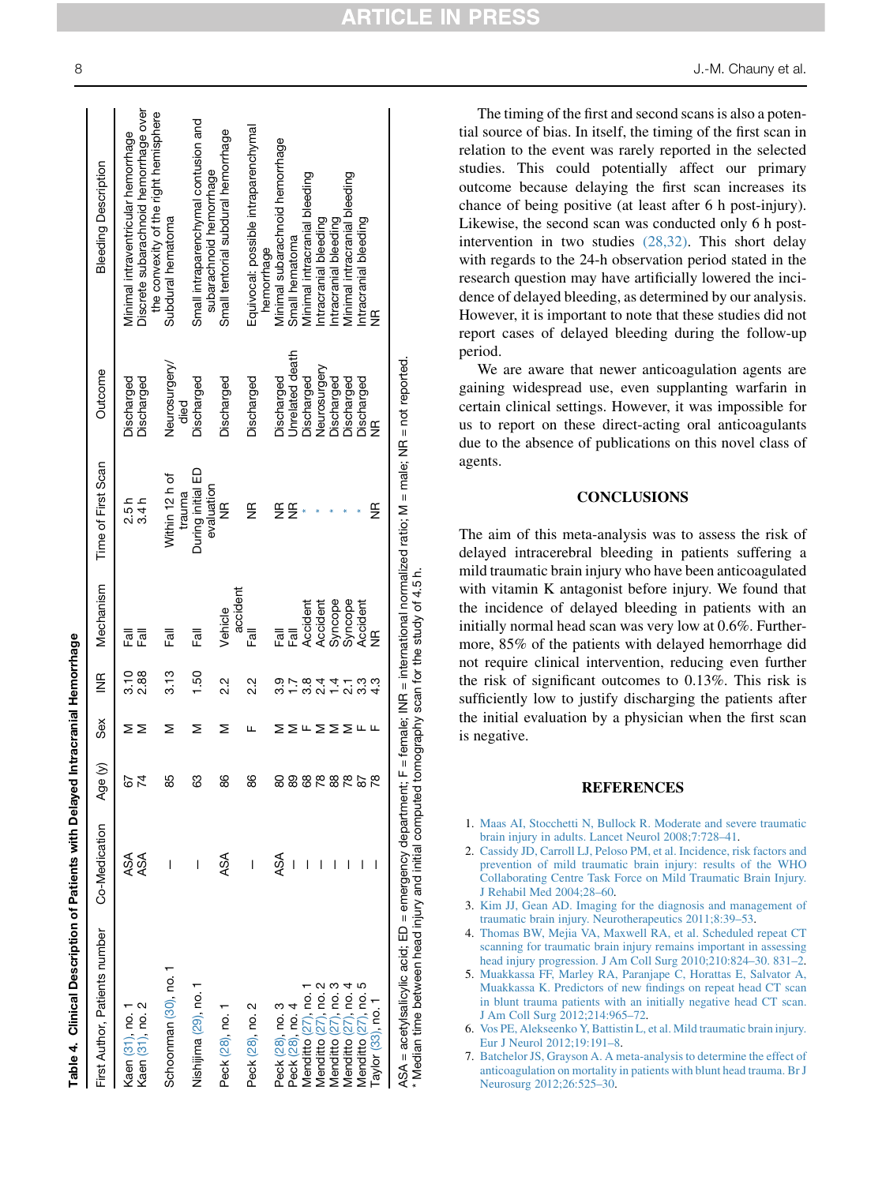**Table 4. Clinical Description of Patients with Delayed Intracranial Hemorrhage**

| First Author, Patients number | Co-Medication | Age (y) | Sex | INR | Mechanism | Time of First Scan | Outcome | Bleeding Description |
|---|---|---|---|---|---|---|---|---|
| Kaen (31), no. 1 | ASA | 67 | M | 3.10 | Fall | 2.5 h | Discharged | Minimal intraventricular hemorrhage |
| Kaen (31), no. 2 | ASA | 74 | M | 2.88 | Fall | 3.4 h | Discharged | Discrete subarachnoid hemorrhage over the convexity of the right hemisphere |
| Schoonman (30), no. 1 | – | 85 | M | 3.13 | Fall | Within 12 h of trauma | Neurosurgery/died | Subdural hematoma |
| Nishijima (29), no. 1 | – | 63 | M | 1.50 | Fall | During initial ED evaluation | Discharged | Small intraparenchymal contusion and subarachnoid hemorrhage |
| Peck (28), no. 1 | ASA | 86 | M | 2.2 | Vehicle accident | NR | Discharged | Small tentorial subdural hemorrhage |
| Peck (28), no. 2 | – | 86 | F | 2.2 | Fall | NR | Discharged | Equivocal; possible intraparenchymal hemorrhage |
| Peck (28), no. 3 | ASA | 80 | M | 3.9 | Fall | NR | Discharged | Minimal subarachnoid hemorrhage |
| Peck (28), no. 4 | – | 89 | M | 1.7 | Fall | NR | Unrelated death | Small hematoma |
| Menditto (27), no. 1 | – | 68 | F | 3.8 | Accident | * | Discharged | Minimal intracranial bleeding |
| Menditto (27), no. 2 | – | 78 | M | 2.4 | Accident | * | Neurosurgery | Intracranial bleeding |
| Menditto (27), no. 3 | – | 88 | M | 1.4 | Syncope | * | Discharged | Intracranial bleeding |
| Menditto (27), no. 4 | – | 78 | M | 2.1 | Syncope | * | Discharged | Minimal intracranial bleeding |
| Menditto (27), no. 5 | – | 87 | F | 3.3 | Accident | * | Discharged | Intracranial bleeding |
| Taylor (33), no. 1 | – | 78 | F | 4.3 | NR | NR | NR | NR |

ASA = acetylsalicylic acid; ED = emergency department; F = female; INR = international normalized ratio; M = male; NR = not reported.
* Median time between head injury and initial computed tomography scan for the study of 4.5 h.

The timing of the first and second scans is also a potential source of bias. In itself, the timing of the first scan in relation to the event was rarely reported in the selected studies. This could potentially affect our primary outcome because delaying the first scan increases its chance of being positive (at least after 6 h post-injury). Likewise, the second scan was conducted only 6 h post-intervention in two studies (28,32). This short delay with regards to the 24-h observation period stated in the research question may have artificially lowered the incidence of delayed bleeding, as determined by our analysis. However, it is important to note that these studies did not report cases of delayed bleeding during the follow-up period.

We are aware that newer anticoagulation agents are gaining widespread use, even supplanting warfarin in certain clinical settings. However, it was impossible for us to report on these direct-acting oral anticoagulants due to the absence of publications on this novel class of agents.

## CONCLUSIONS

The aim of this meta-analysis was to assess the risk of delayed intracerebral bleeding in patients suffering a mild traumatic brain injury who have been anticoagulated with vitamin K antagonist before injury. We found that the incidence of delayed bleeding in patients with an initially normal head scan was very low at 0.6%. Furthermore, 85% of the patients with delayed hemorrhage did not require clinical intervention, reducing even further the risk of significant outcomes to 0.13%. This risk is sufficiently low to justify discharging the patients after the initial evaluation by a physician when the first scan is negative.

## REFERENCES

1. Maas AI, Stocchetti N, Bullock R. Moderate and severe traumatic brain injury in adults. Lancet Neurol 2008;7:728–41.
2. Cassidy JD, Carroll LJ, Peloso PM, et al. Incidence, risk factors and prevention of mild traumatic brain injury: results of the WHO Collaborating Centre Task Force on Mild Traumatic Brain Injury. J Rehabil Med 2004;28–60.
3. Kim JJ, Gean AD. Imaging for the diagnosis and management of traumatic brain injury. Neurotherapeutics 2011;8:39–53.
4. Thomas BW, Mejia VA, Maxwell RA, et al. Scheduled repeat CT scanning for traumatic brain injury remains important in assessing head injury progression. J Am Coll Surg 2010;210:824–30. 831–2.
5. Muakkassa FF, Marley RA, Paranjape C, Horattas E, Salvator A, Muakkassa K. Predictors of new findings on repeat head CT scan in blunt trauma patients with an initially negative head CT scan. J Am Coll Surg 2012;214:965–72.
6. Vos PE, Alekseenko Y, Battistin L, et al. Mild traumatic brain injury. Eur J Neurol 2012;19:191–8.
7. Batchelor JS, Grayson A. A meta-analysis to determine the effect of anticoagulation on mortality in patients with blunt head trauma. Br J Neurosurg 2012;26:525–30.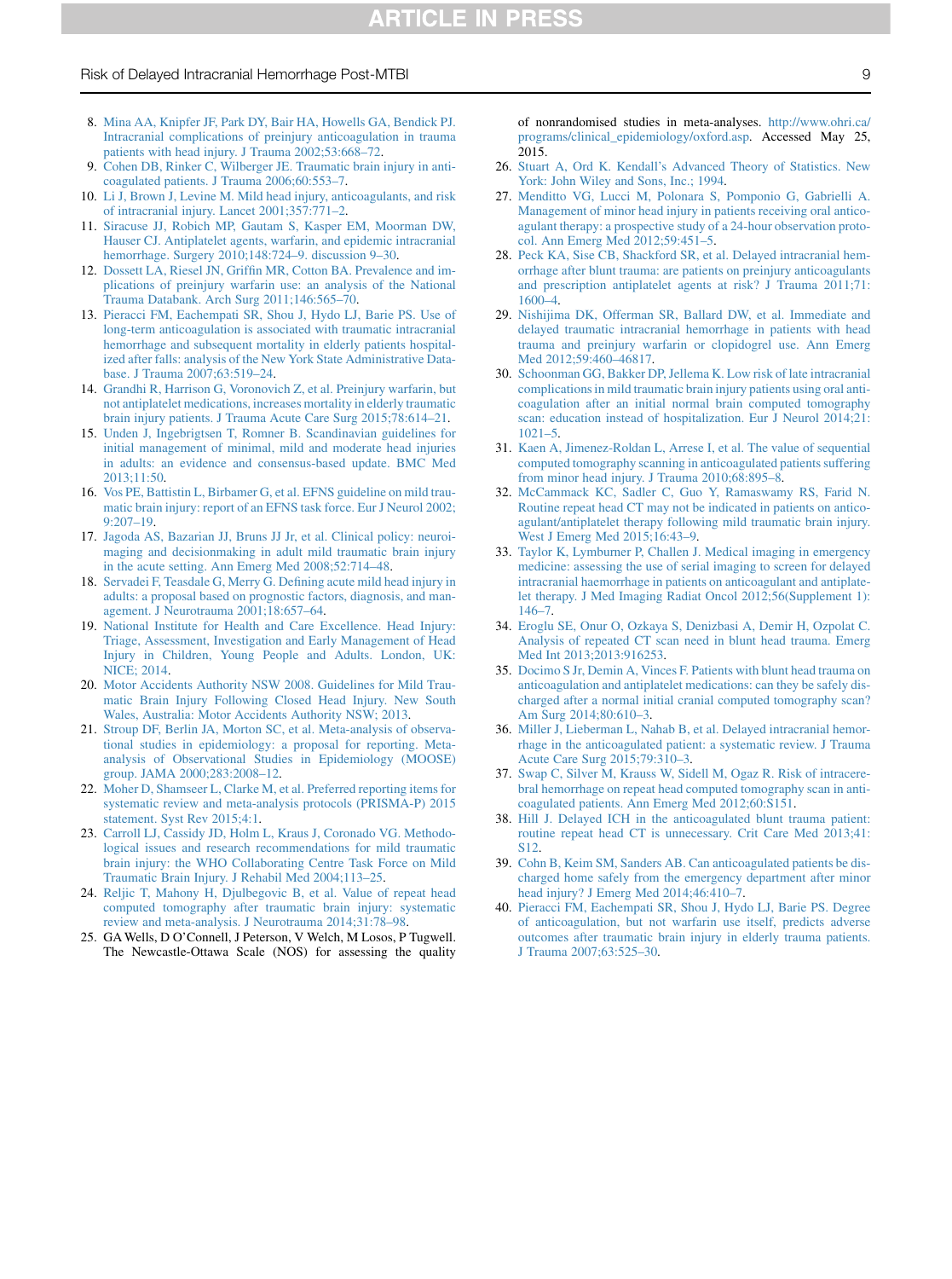8. Mina AA, Knipfer JF, Park DY, Bair HA, Howells GA, Bendick PJ. Intracranial complications of preinjury anticoagulation in trauma patients with head injury. J Trauma 2002;53:668–72.
9. Cohen DB, Rinker C, Wilberger JE. Traumatic brain injury in anticoagulated patients. J Trauma 2006;60:553–7.
10. Li J, Brown J, Levine M. Mild head injury, anticoagulants, and risk of intracranial injury. Lancet 2001;357:771–2.
11. Siracuse JJ, Robich MP, Gautam S, Kasper EM, Moorman DW, Hauser CJ. Antiplatelet agents, warfarin, and epidemic intracranial hemorrhage. Surgery 2010;148:724–9. discussion 9–30.
12. Dossett LA, Riesel JN, Griffin MR, Cotton BA. Prevalence and implications of preinjury warfarin use: an analysis of the National Trauma Databank. Arch Surg 2011;146:565–70.
13. Pieracci FM, Eachempati SR, Shou J, Hydo LJ, Barie PS. Use of long-term anticoagulation is associated with traumatic intracranial hemorrhage and subsequent mortality in elderly patients hospitalized after falls: analysis of the New York State Administrative Database. J Trauma 2007;63:519–24.
14. Grandhi R, Harrison G, Voronovich Z, et al. Preinjury warfarin, but not antiplatelet medications, increases mortality in elderly traumatic brain injury patients. J Trauma Acute Care Surg 2015;78:614–21.
15. Unden J, Ingebrigtsen T, Romner B. Scandinavian guidelines for initial management of minimal, mild and moderate head injuries in adults: an evidence and consensus-based update. BMC Med 2013;11:50.
16. Vos PE, Battistin L, Birbamer G, et al. EFNS guideline on mild traumatic brain injury: report of an EFNS task force. Eur J Neurol 2002; 9:207–19.
17. Jagoda AS, Bazarian JJ, Bruns JJ Jr, et al. Clinical policy: neuroimaging and decisionmaking in adult mild traumatic brain injury in the acute setting. Ann Emerg Med 2008;52:714–48.
18. Servadei F, Teasdale G, Merry G. Defining acute mild head injury in adults: a proposal based on prognostic factors, diagnosis, and management. J Neurotrauma 2001;18:657–64.
19. National Institute for Health and Care Excellence. Head Injury: Triage, Assessment, Investigation and Early Management of Head Injury in Children, Young People and Adults. London, UK: NICE; 2014.
20. Motor Accidents Authority NSW 2008. Guidelines for Mild Traumatic Brain Injury Following Closed Head Injury. New South Wales, Australia: Motor Accidents Authority NSW; 2013.
21. Stroup DF, Berlin JA, Morton SC, et al. Meta-analysis of observational studies in epidemiology: a proposal for reporting. Meta-analysis of Observational Studies in Epidemiology (MOOSE) group. JAMA 2000;283:2008–12.
22. Moher D, Shamseer L, Clarke M, et al. Preferred reporting items for systematic review and meta-analysis protocols (PRISMA-P) 2015 statement. Syst Rev 2015;4:1.
23. Carroll LJ, Cassidy JD, Holm L, Kraus J, Coronado VG. Methodological issues and research recommendations for mild traumatic brain injury: the WHO Collaborating Centre Task Force on Mild Traumatic Brain Injury. J Rehabil Med 2004;113–25.
24. Reljic T, Mahony H, Djulbegovic B, et al. Value of repeat head computed tomography after traumatic brain injury: systematic review and meta-analysis. J Neurotrauma 2014;31:78–98.
25. GA Wells, D O'Connell, J Peterson, V Welch, M Losos, P Tugwell. The Newcastle-Ottawa Scale (NOS) for assessing the quality of nonrandomised studies in meta-analyses. http://www.ohri.ca/programs/clinical_epidemiology/oxford.asp. Accessed May 25, 2015.
26. Stuart A, Ord K. Kendall's Advanced Theory of Statistics. New York: John Wiley and Sons, Inc.; 1994.
27. Menditto VG, Lucci M, Polonara S, Pomponio G, Gabrielli A. Management of minor head injury in patients receiving oral anticoagulant therapy: a prospective study of a 24-hour observation protocol. Ann Emerg Med 2012;59:451–5.
28. Peck KA, Sise CB, Shackford SR, et al. Delayed intracranial hemorrhage after blunt trauma: are patients on preinjury anticoagulants and prescription antiplatelet agents at risk? J Trauma 2011;71: 1600–4.
29. Nishijima DK, Offerman SR, Ballard DW, et al. Immediate and delayed traumatic intracranial hemorrhage in patients with head trauma and preinjury warfarin or clopidogrel use. Ann Emerg Med 2012;59:460–46817.
30. Schoonman GG, Bakker DP, Jellema K. Low risk of late intracranial complications in mild traumatic brain injury patients using oral anticoagulation after an initial normal brain computed tomography scan: education instead of hospitalization. Eur J Neurol 2014;21: 1021–5.
31. Kaen A, Jimenez-Roldan L, Arrese I, et al. The value of sequential computed tomography scanning in anticoagulated patients suffering from minor head injury. J Trauma 2010;68:895–8.
32. McCammack KC, Sadler C, Guo Y, Ramaswamy RS, Farid N. Routine repeat head CT may not be indicated in patients on anticoagulant/antiplatelet therapy following mild traumatic brain injury. West J Emerg Med 2015;16:43–9.
33. Taylor K, Lymburner P, Challen J. Medical imaging in emergency medicine: assessing the use of serial imaging to screen for delayed intracranial haemorrhage in patients on anticoagulant and antiplatelet therapy. J Med Imaging Radiat Oncol 2012;56(Supplement 1): 146–7.
34. Eroglu SE, Onur O, Ozkaya S, Denizbasi A, Demir H, Ozpolat C. Analysis of repeated CT scan need in blunt head trauma. Emerg Med Int 2013;2013:916253.
35. Docimo S Jr, Demin A, Vinces F. Patients with blunt head trauma on anticoagulation and antiplatelet medications: can they be safely discharged after a normal initial cranial computed tomography scan? Am Surg 2014;80:610–3.
36. Miller J, Lieberman L, Nahab B, et al. Delayed intracranial hemorrhage in the anticoagulated patient: a systematic review. J Trauma Acute Care Surg 2015;79:310–3.
37. Swap C, Silver M, Krauss W, Sidell M, Ogaz R. Risk of intracerebral hemorrhage on repeat head computed tomography scan in anticoagulated patients. Ann Emerg Med 2012;60:S151.
38. Hill J. Delayed ICH in the anticoagulated blunt trauma patient: routine repeat head CT is unnecessary. Crit Care Med 2013;41: S12.
39. Cohn B, Keim SM, Sanders AB. Can anticoagulated patients be discharged home safely from the emergency department after minor head injury? J Emerg Med 2014;46:410–7.
40. Pieracci FM, Eachempati SR, Shou J, Hydo LJ, Barie PS. Degree of anticoagulation, but not warfarin use itself, predicts adverse outcomes after traumatic brain injury in elderly trauma patients. J Trauma 2007;63:525–30.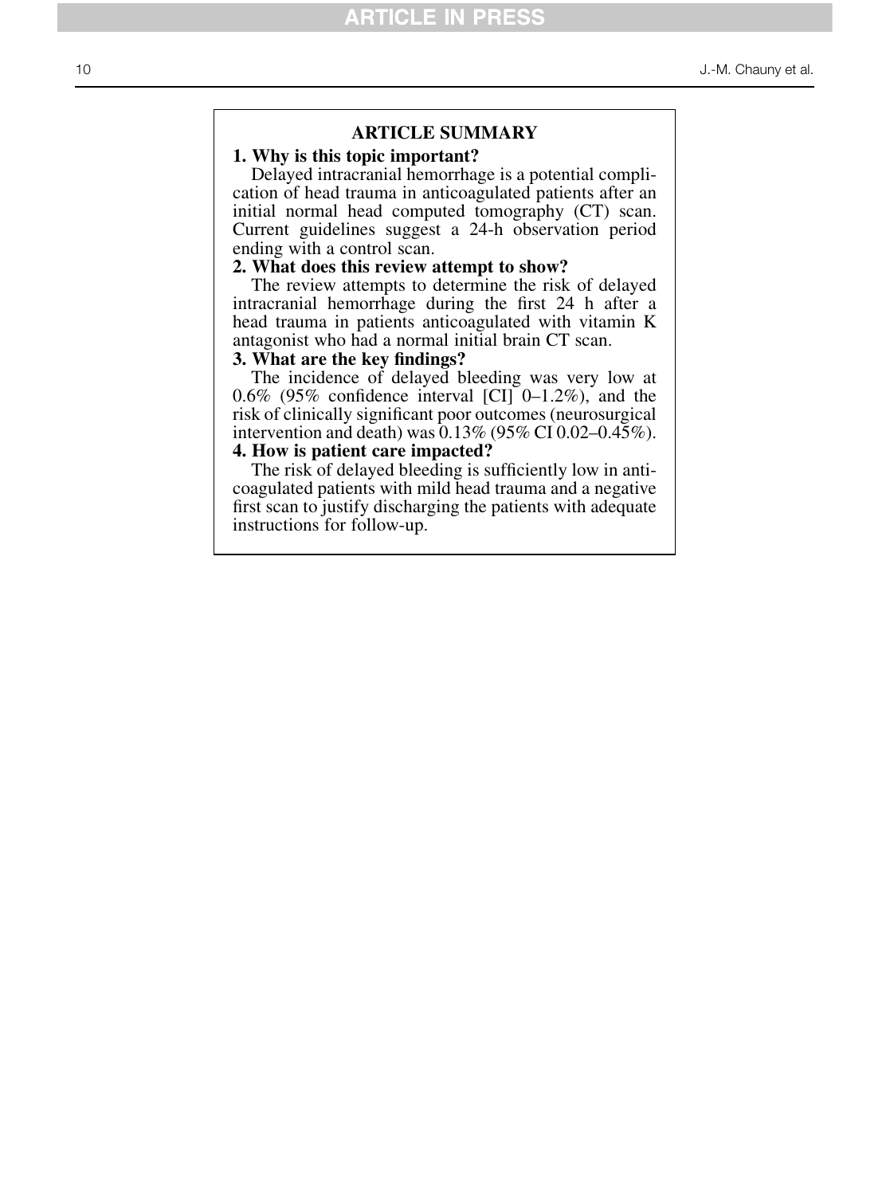## ARTICLE SUMMARY

**1. Why is this topic important?**

Delayed intracranial hemorrhage is a potential complication of head trauma in anticoagulated patients after an initial normal head computed tomography (CT) scan. Current guidelines suggest a 24-h observation period ending with a control scan.

**2. What does this review attempt to show?**

The review attempts to determine the risk of delayed intracranial hemorrhage during the first 24 h after a head trauma in patients anticoagulated with vitamin K antagonist who had a normal initial brain CT scan.

**3. What are the key findings?**

The incidence of delayed bleeding was very low at 0.6% (95% confidence interval [CI] 0–1.2%), and the risk of clinically significant poor outcomes (neurosurgical intervention and death) was 0.13% (95% CI 0.02–0.45%).

**4. How is patient care impacted?**

The risk of delayed bleeding is sufficiently low in anticoagulated patients with mild head trauma and a negative first scan to justify discharging the patients with adequate instructions for follow-up.